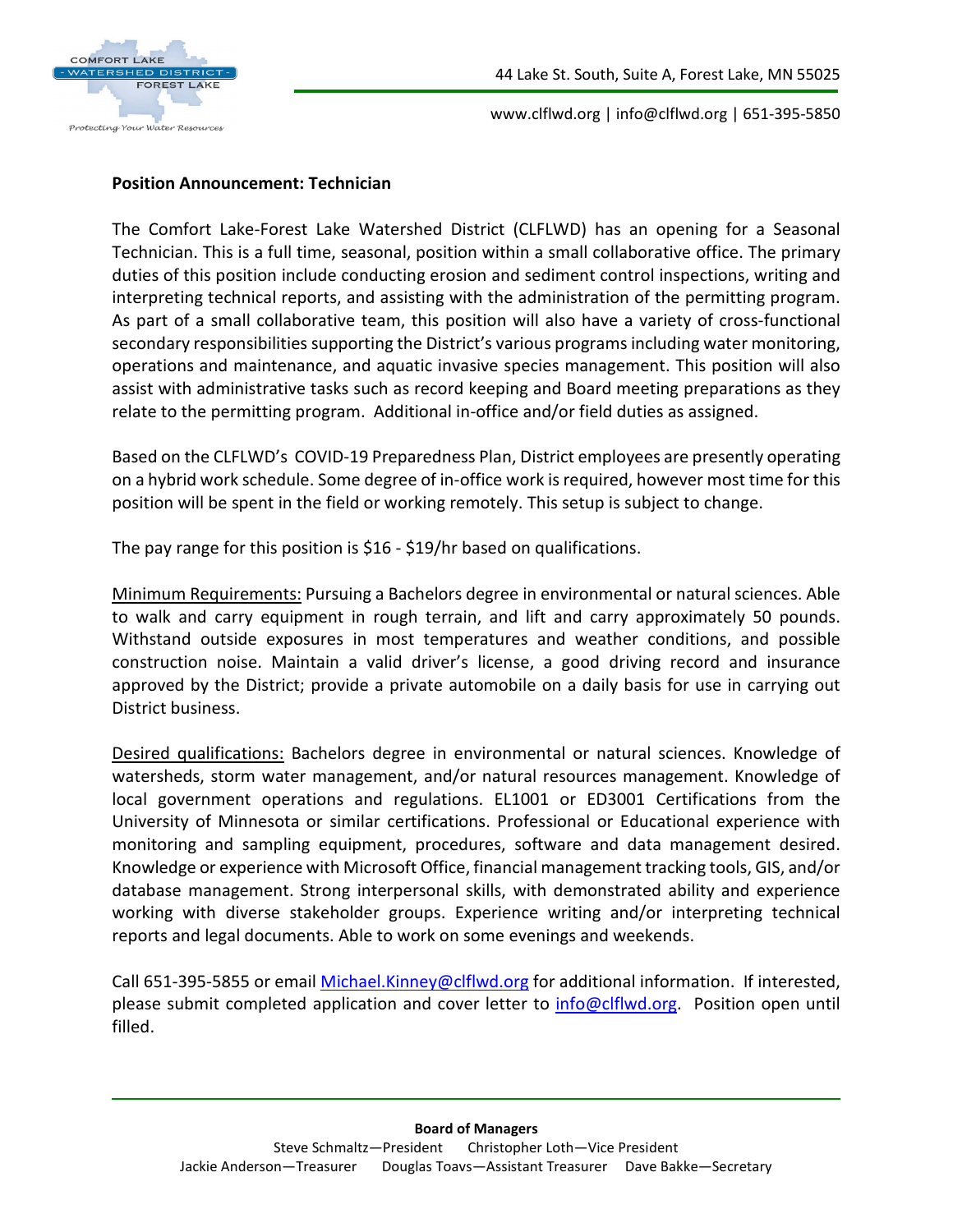44 Lake St. South, Suite A, Forest Lake, MN 55025

www.clflwd.org | info@clflwd.org | 651-395-5850

**Position Announcement: Technician**

The Comfort Lake-Forest Lake Watershed District (CLFLWD) has an opening for a Seasonal Technician. This is a full time, seasonal, position within a small collaborative office. The primary duties of this position include conducting erosion and sediment control inspections, writing and interpreting technical reports, and assisting with the administration of the permitting program. As part of a small collaborative team, this position will also have a variety of cross-functional secondary responsibilities supporting the District's various programs including water monitoring, operations and maintenance, and aquatic invasive species management. This position will also assist with administrative tasks such as record keeping and Board meeting preparations as they relate to the permitting program. Additional in-office and/or field duties as assigned.

Based on the CLFLWD's COVID-19 Preparedness Plan, District employees are presently operating on a hybrid work schedule. Some degree of in-office work is required, however most time for this position will be spent in the field or working remotely. This setup is subject to change.

The pay range for this position is $16 - $19/hr based on qualifications.

Minimum Requirements: Pursuing a Bachelors degree in environmental or natural sciences. Able to walk and carry equipment in rough terrain, and lift and carry approximately 50 pounds. Withstand outside exposures in most temperatures and weather conditions, and possible construction noise. Maintain a valid driver's license, a good driving record and insurance approved by the District; provide a private automobile on a daily basis for use in carrying out District business.

Desired qualifications: Bachelors degree in environmental or natural sciences. Knowledge of watersheds, storm water management, and/or natural resources management. Knowledge of local government operations and regulations. EL1001 or ED3001 Certifications from the University of Minnesota or similar certifications. Professional or Educational experience with monitoring and sampling equipment, procedures, software and data management desired. Knowledge or experience with Microsoft Office, financial management tracking tools, GIS, and/or database management. Strong interpersonal skills, with demonstrated ability and experience working with diverse stakeholder groups. Experience writing and/or interpreting technical reports and legal documents. Able to work on some evenings and weekends.

Call 651-395-5855 or email Michael.Kinney@clflwd.org for additional information. If interested, please submit completed application and cover letter to info@clflwd.org. Position open until filled.

**Board of Managers**

Steve Schmaltz—President Christopher Loth—Vice President
Jackie Anderson—Treasurer Douglas Toavs—Assistant Treasurer Dave Bakke—Secretary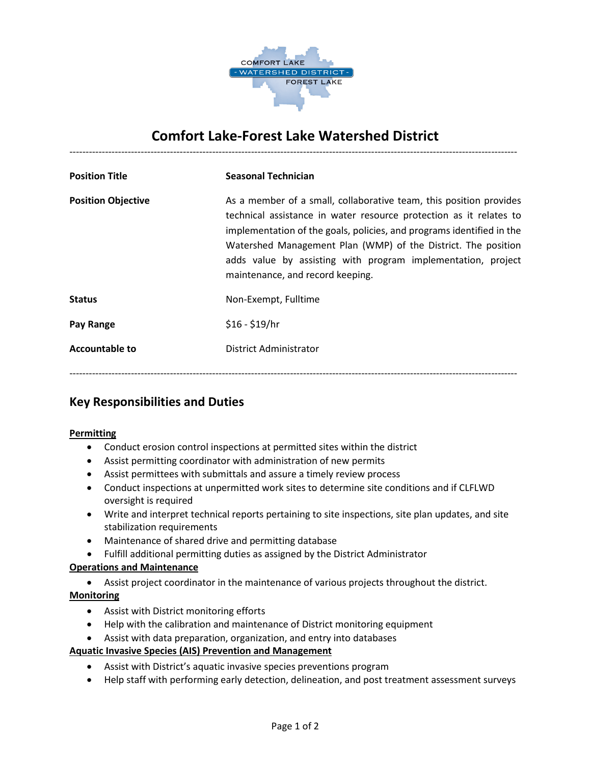# Comfort Lake-Forest Lake Watershed District

---

| | |
|---|---|
| **Position Title** | **Seasonal Technician** |
| **Position Objective** | As a member of a small, collaborative team, this position provides technical assistance in water resource protection as it relates to implementation of the goals, policies, and programs identified in the Watershed Management Plan (WMP) of the District. The position adds value by assisting with program implementation, project maintenance, and record keeping. |
| **Status** | Non-Exempt, Fulltime |
| **Pay Range** | $16 - $19/hr |
| **Accountable to** | District Administrator |

---

## Key Responsibilities and Duties

**Permitting**

- Conduct erosion control inspections at permitted sites within the district
- Assist permitting coordinator with administration of new permits
- Assist permittees with submittals and assure a timely review process
- Conduct inspections at unpermitted work sites to determine site conditions and if CLFLWD oversight is required
- Write and interpret technical reports pertaining to site inspections, site plan updates, and site stabilization requirements
- Maintenance of shared drive and permitting database
- Fulfill additional permitting duties as assigned by the District Administrator

**Operations and Maintenance**

- Assist project coordinator in the maintenance of various projects throughout the district.

**Monitoring**

- Assist with District monitoring efforts
- Help with the calibration and maintenance of District monitoring equipment
- Assist with data preparation, organization, and entry into databases

**Aquatic Invasive Species (AIS) Prevention and Management**

- Assist with District's aquatic invasive species preventions program
- Help staff with performing early detection, delineation, and post treatment assessment surveys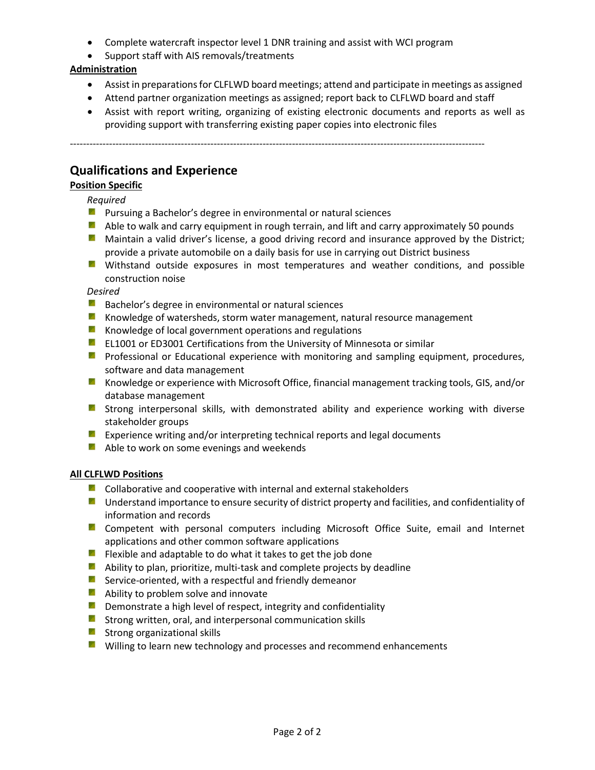- Complete watercraft inspector level 1 DNR training and assist with WCI program
- Support staff with AIS removals/treatments

**Administration**

- Assist in preparations for CLFLWD board meetings; attend and participate in meetings as assigned
- Attend partner organization meetings as assigned; report back to CLFLWD board and staff
- Assist with report writing, organizing of existing electronic documents and reports as well as providing support with transferring existing paper copies into electronic files

---

## Qualifications and Experience

**Position Specific**

*Required*

- Pursuing a Bachelor's degree in environmental or natural sciences
- Able to walk and carry equipment in rough terrain, and lift and carry approximately 50 pounds
- Maintain a valid driver's license, a good driving record and insurance approved by the District; provide a private automobile on a daily basis for use in carrying out District business
- Withstand outside exposures in most temperatures and weather conditions, and possible construction noise

*Desired*

- Bachelor's degree in environmental or natural sciences
- Knowledge of watersheds, storm water management, natural resource management
- Knowledge of local government operations and regulations
- EL1001 or ED3001 Certifications from the University of Minnesota or similar
- Professional or Educational experience with monitoring and sampling equipment, procedures, software and data management
- Knowledge or experience with Microsoft Office, financial management tracking tools, GIS, and/or database management
- Strong interpersonal skills, with demonstrated ability and experience working with diverse stakeholder groups
- Experience writing and/or interpreting technical reports and legal documents
- Able to work on some evenings and weekends

**All CLFLWD Positions**

- Collaborative and cooperative with internal and external stakeholders
- Understand importance to ensure security of district property and facilities, and confidentiality of information and records
- Competent with personal computers including Microsoft Office Suite, email and Internet applications and other common software applications
- Flexible and adaptable to do what it takes to get the job done
- Ability to plan, prioritize, multi-task and complete projects by deadline
- Service-oriented, with a respectful and friendly demeanor
- Ability to problem solve and innovate
- Demonstrate a high level of respect, integrity and confidentiality
- Strong written, oral, and interpersonal communication skills
- Strong organizational skills
- Willing to learn new technology and processes and recommend enhancements